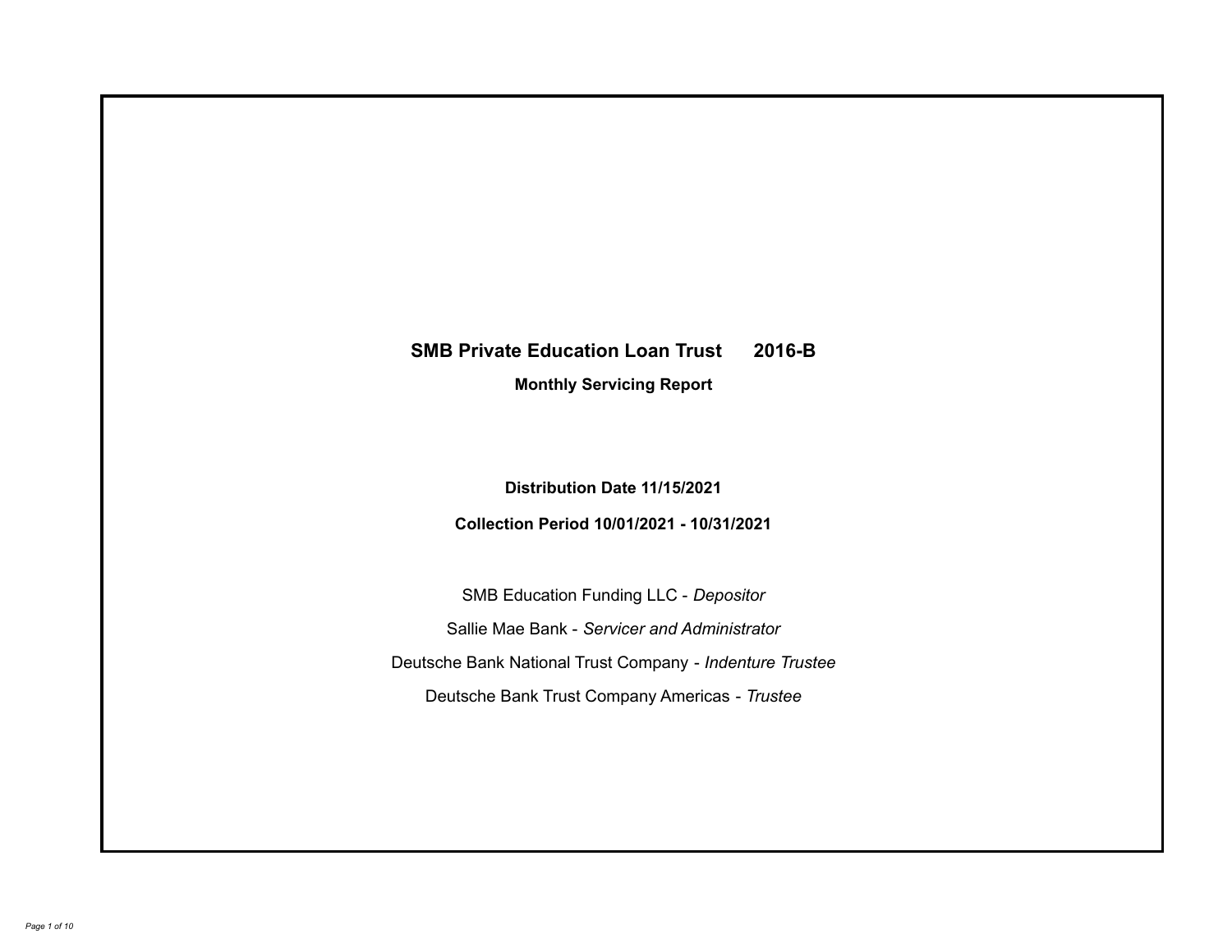# SMB Private Education Loan Trust 2016-B

## Monthly Servicing Report

**Distribution Date 11/15/2021**

**Collection Period 10/01/2021 - 10/31/2021**

SMB Education Funding LLC - *Depositor*

Sallie Mae Bank - *Servicer and Administrator*

Deutsche Bank National Trust Company - *Indenture Trustee*

Deutsche Bank Trust Company Americas - *Trustee*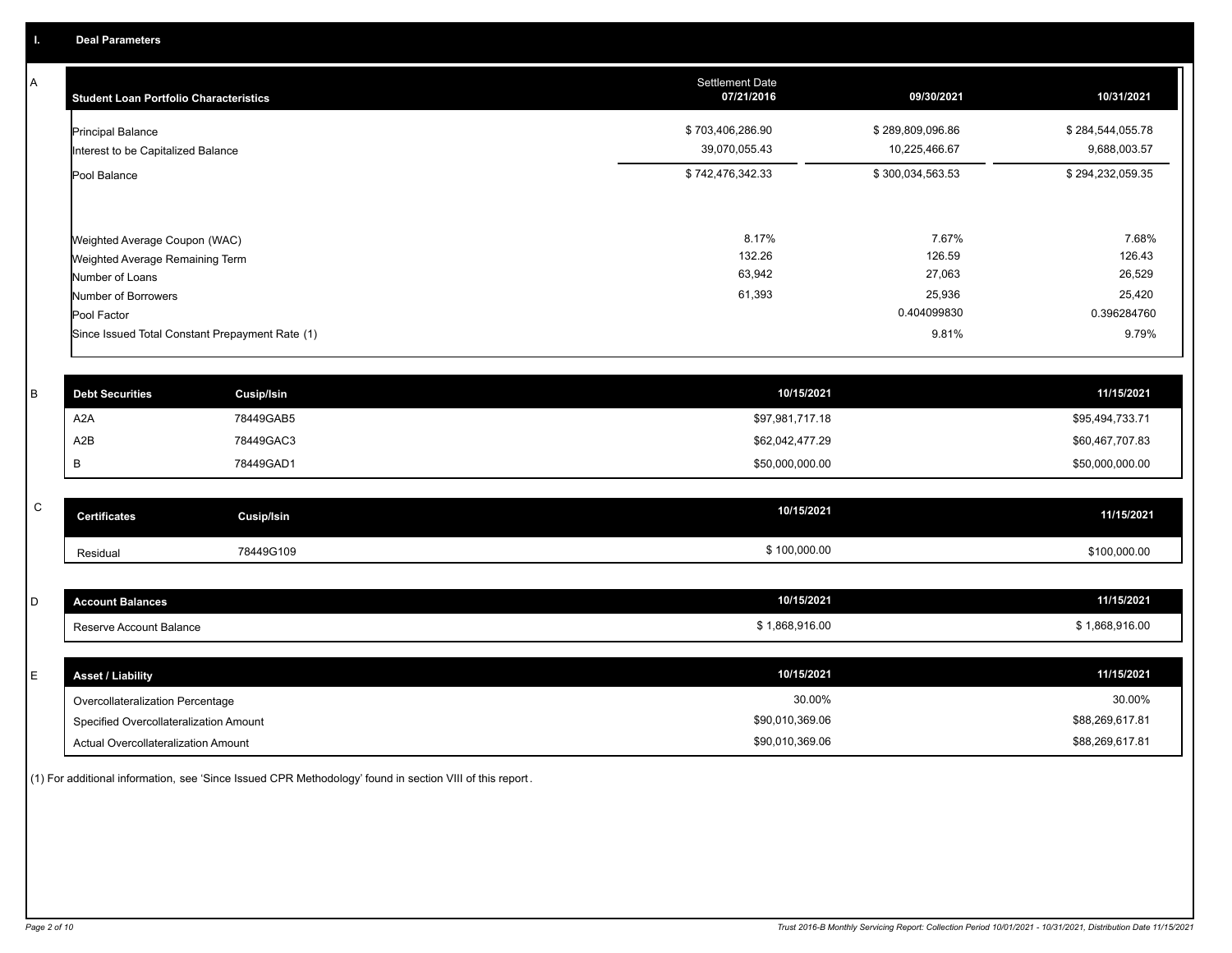## I. Deal Parameters

### A

| Student Loan Portfolio Characteristics | Settlement Date 07/21/2016 | 09/30/2021 | 10/31/2021 |
|---|---|---|---|
| Principal Balance | $ 703,406,286.90 | $ 289,809,096.86 | $ 284,544,055.78 |
| Interest to be Capitalized Balance | 39,070,055.43 | 10,225,466.67 | 9,688,003.57 |
| Pool Balance | $ 742,476,342.33 | $ 300,034,563.53 | $ 294,232,059.35 |
| Weighted Average Coupon (WAC) | 8.17% | 7.67% | 7.68% |
| Weighted Average Remaining Term | 132.26 | 126.59 | 126.43 |
| Number of Loans | 63,942 | 27,063 | 26,529 |
| Number of Borrowers | 61,393 | 25,936 | 25,420 |
| Pool Factor | | 0.404099830 | 0.396284760 |
| Since Issued Total Constant Prepayment Rate (1) | | 9.81% | 9.79% |

### B

| Debt Securities | Cusip/Isin | 10/15/2021 | 11/15/2021 |
|---|---|---|---|
| A2A | 78449GAB5 | $97,981,717.18 | $95,494,733.71 |
| A2B | 78449GAC3 | $62,042,477.29 | $60,467,707.83 |
| B | 78449GAD1 | $50,000,000.00 | $50,000,000.00 |

### C

| Certificates | Cusip/Isin | 10/15/2021 | 11/15/2021 |
|---|---|---|---|
| Residual | 78449G109 | $ 100,000.00 | $100,000.00 |

### D

| Account Balances | 10/15/2021 | 11/15/2021 |
|---|---|---|
| Reserve Account Balance | $ 1,868,916.00 | $ 1,868,916.00 |

### E

| Asset / Liability | 10/15/2021 | 11/15/2021 |
|---|---|---|
| Overcollateralization Percentage | 30.00% | 30.00% |
| Specified Overcollateralization Amount | $90,010,369.06 | $88,269,617.81 |
| Actual Overcollateralization Amount | $90,010,369.06 | $88,269,617.81 |

(1) For additional information, see 'Since Issued CPR Methodology' found in section VIII of this report.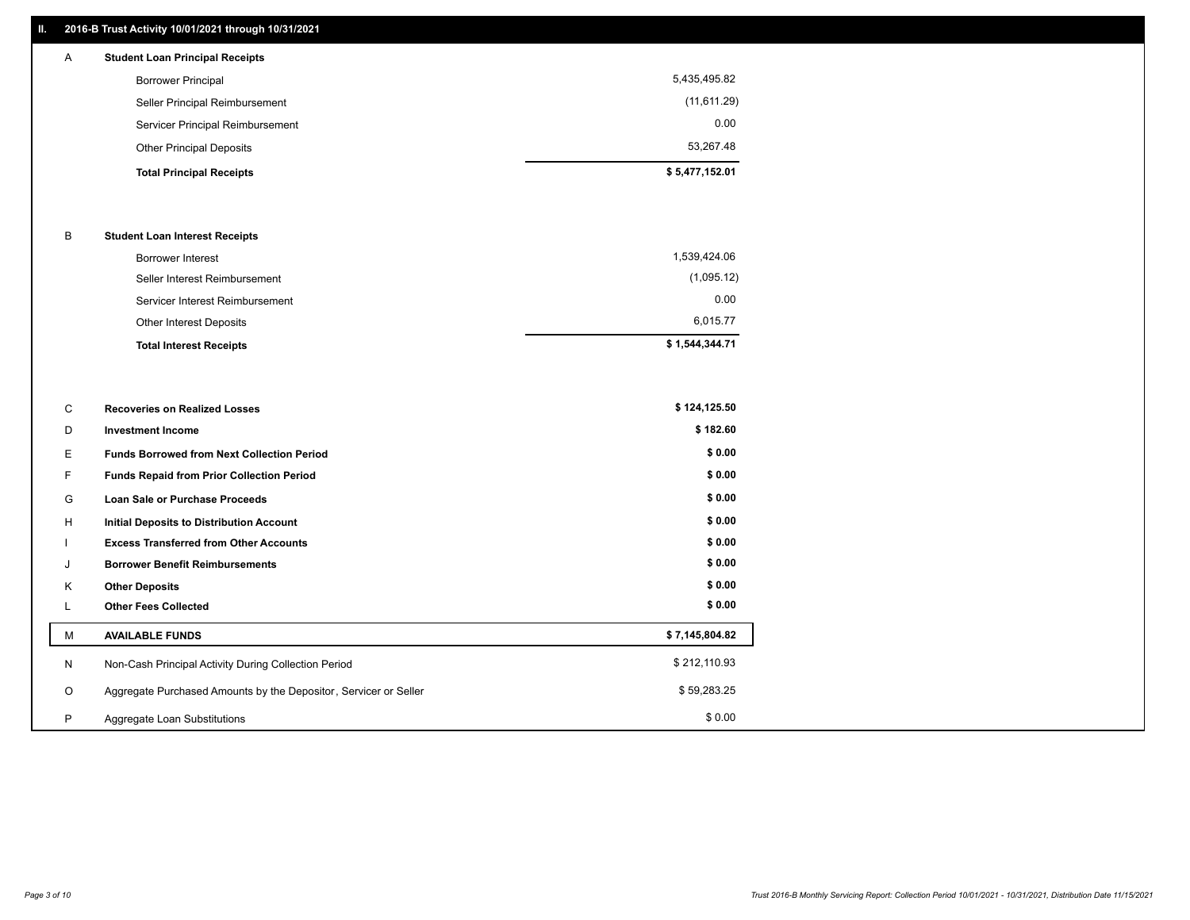## II. 2016-B Trust Activity 10/01/2021 through 10/31/2021

| | | |
|---|---|---|
| A | **Student Loan Principal Receipts** | |
| | Borrower Principal | 5,435,495.82 |
| | Seller Principal Reimbursement | (11,611.29) |
| | Servicer Principal Reimbursement | 0.00 |
| | Other Principal Deposits | 53,267.48 |
| | **Total Principal Receipts** | **$ 5,477,152.01** |
| B | **Student Loan Interest Receipts** | |
| | Borrower Interest | 1,539,424.06 |
| | Seller Interest Reimbursement | (1,095.12) |
| | Servicer Interest Reimbursement | 0.00 |
| | Other Interest Deposits | 6,015.77 |
| | **Total Interest Receipts** | **$ 1,544,344.71** |
| C | **Recoveries on Realized Losses** | **$ 124,125.50** |
| D | **Investment Income** | **$ 182.60** |
| E | **Funds Borrowed from Next Collection Period** | **$ 0.00** |
| F | **Funds Repaid from Prior Collection Period** | **$ 0.00** |
| G | **Loan Sale or Purchase Proceeds** | **$ 0.00** |
| H | **Initial Deposits to Distribution Account** | **$ 0.00** |
| I | **Excess Transferred from Other Accounts** | **$ 0.00** |
| J | **Borrower Benefit Reimbursements** | **$ 0.00** |
| K | **Other Deposits** | **$ 0.00** |
| L | **Other Fees Collected** | **$ 0.00** |
| M | **AVAILABLE FUNDS** | **$ 7,145,804.82** |
| N | Non-Cash Principal Activity During Collection Period | $ 212,110.93 |
| O | Aggregate Purchased Amounts by the Depositor, Servicer or Seller | $ 59,283.25 |
| P | Aggregate Loan Substitutions | $ 0.00 |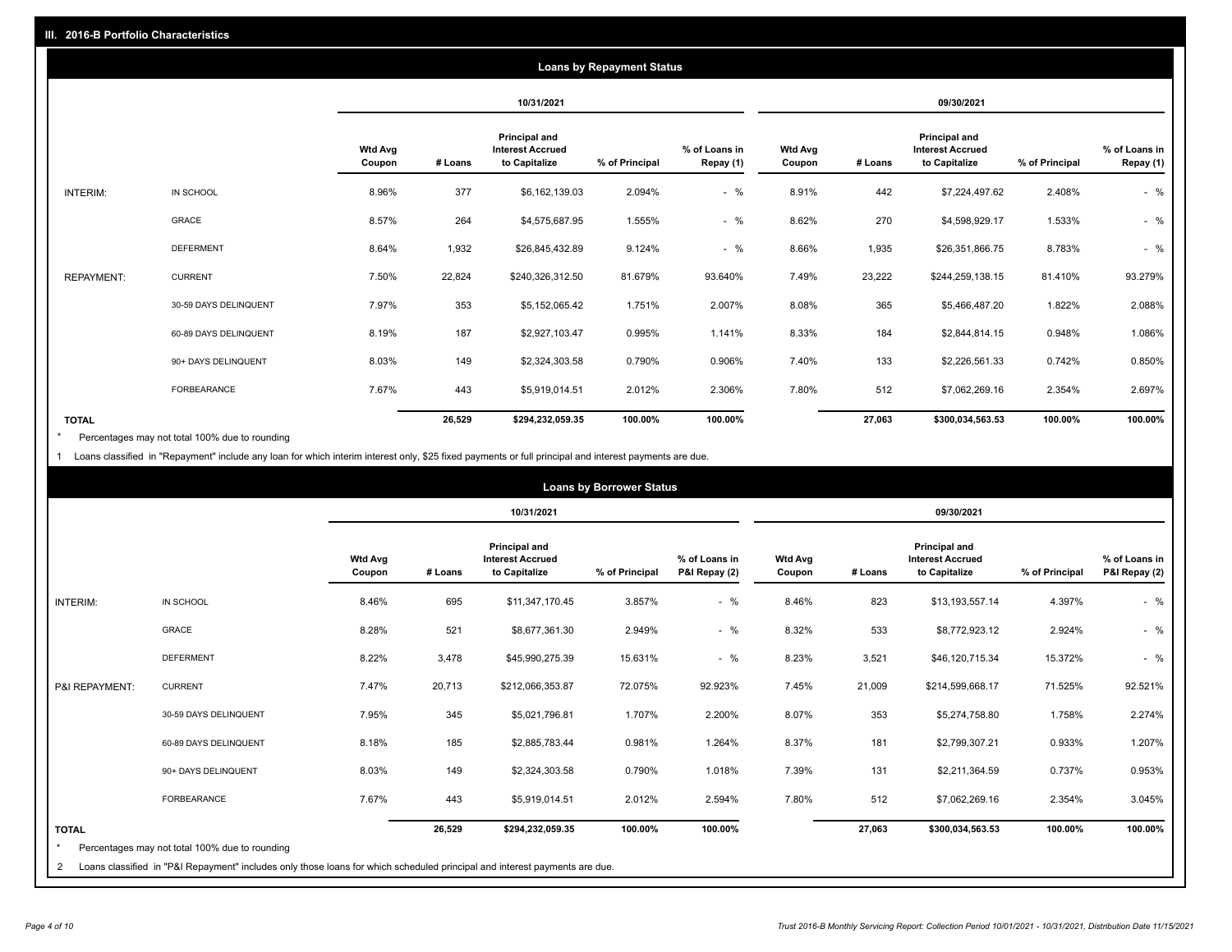## III. 2016-B Portfolio Characteristics

### Loans by Repayment Status

| | | 10/31/2021 | | | | | 09/30/2021 | | | | |
|---|---|---|---|---|---|---|---|---|---|---|---|
| | | Wtd Avg Coupon | # Loans | Principal and Interest Accrued to Capitalize | % of Principal | % of Loans in Repay (1) | Wtd Avg Coupon | # Loans | Principal and Interest Accrued to Capitalize | % of Principal | % of Loans in Repay (1) |
| INTERIM: | IN SCHOOL | 8.96% | 377 | $6,162,139.03 | 2.094% | - % | 8.91% | 442 | $7,224,497.62 | 2.408% | - % |
| | GRACE | 8.57% | 264 | $4,575,687.95 | 1.555% | - % | 8.62% | 270 | $4,598,929.17 | 1.533% | - % |
| | DEFERMENT | 8.64% | 1,932 | $26,845,432.89 | 9.124% | - % | 8.66% | 1,935 | $26,351,866.75 | 8.783% | - % |
| REPAYMENT: | CURRENT | 7.50% | 22,824 | $240,326,312.50 | 81.679% | 93.640% | 7.49% | 23,222 | $244,259,138.15 | 81.410% | 93.279% |
| | 30-59 DAYS DELINQUENT | 7.97% | 353 | $5,152,065.42 | 1.751% | 2.007% | 8.08% | 365 | $5,466,487.20 | 1.822% | 2.088% |
| | 60-89 DAYS DELINQUENT | 8.19% | 187 | $2,927,103.47 | 0.995% | 1.141% | 8.33% | 184 | $2,844,814.15 | 0.948% | 1.086% |
| | 90+ DAYS DELINQUENT | 8.03% | 149 | $2,324,303.58 | 0.790% | 0.906% | 7.40% | 133 | $2,226,561.33 | 0.742% | 0.850% |
| | FORBEARANCE | 7.67% | 443 | $5,919,014.51 | 2.012% | 2.306% | 7.80% | 512 | $7,062,269.16 | 2.354% | 2.697% |
| TOTAL | | | 26,529 | $294,232,059.35 | 100.00% | 100.00% | | 27,063 | $300,034,563.53 | 100.00% | 100.00% |

\* Percentages may not total 100% due to rounding

1 Loans classified in "Repayment" include any loan for which interim interest only, $25 fixed payments or full principal and interest payments are due.

### Loans by Borrower Status

| | | 10/31/2021 | | | | | 09/30/2021 | | | | |
|---|---|---|---|---|---|---|---|---|---|---|---|
| | | Wtd Avg Coupon | # Loans | Principal and Interest Accrued to Capitalize | % of Principal | % of Loans in P&I Repay (2) | Wtd Avg Coupon | # Loans | Principal and Interest Accrued to Capitalize | % of Principal | % of Loans in P&I Repay (2) |
| INTERIM: | IN SCHOOL | 8.46% | 695 | $11,347,170.45 | 3.857% | - % | 8.46% | 823 | $13,193,557.14 | 4.397% | - % |
| | GRACE | 8.28% | 521 | $8,677,361.30 | 2.949% | - % | 8.32% | 533 | $8,772,923.12 | 2.924% | - % |
| | DEFERMENT | 8.22% | 3,478 | $45,990,275.39 | 15.631% | - % | 8.23% | 3,521 | $46,120,715.34 | 15.372% | - % |
| P&I REPAYMENT: | CURRENT | 7.47% | 20,713 | $212,066,353.87 | 72.075% | 92.923% | 7.45% | 21,009 | $214,599,668.17 | 71.525% | 92.521% |
| | 30-59 DAYS DELINQUENT | 7.95% | 345 | $5,021,796.81 | 1.707% | 2.200% | 8.07% | 353 | $5,274,758.80 | 1.758% | 2.274% |
| | 60-89 DAYS DELINQUENT | 8.18% | 185 | $2,885,783.44 | 0.981% | 1.264% | 8.37% | 181 | $2,799,307.21 | 0.933% | 1.207% |
| | 90+ DAYS DELINQUENT | 8.03% | 149 | $2,324,303.58 | 0.790% | 1.018% | 7.39% | 131 | $2,211,364.59 | 0.737% | 0.953% |
| | FORBEARANCE | 7.67% | 443 | $5,919,014.51 | 2.012% | 2.594% | 7.80% | 512 | $7,062,269.16 | 2.354% | 3.045% |
| TOTAL | | | 26,529 | $294,232,059.35 | 100.00% | 100.00% | | 27,063 | $300,034,563.53 | 100.00% | 100.00% |

\* Percentages may not total 100% due to rounding

2 Loans classified in "P&I Repayment" includes only those loans for which scheduled principal and interest payments are due.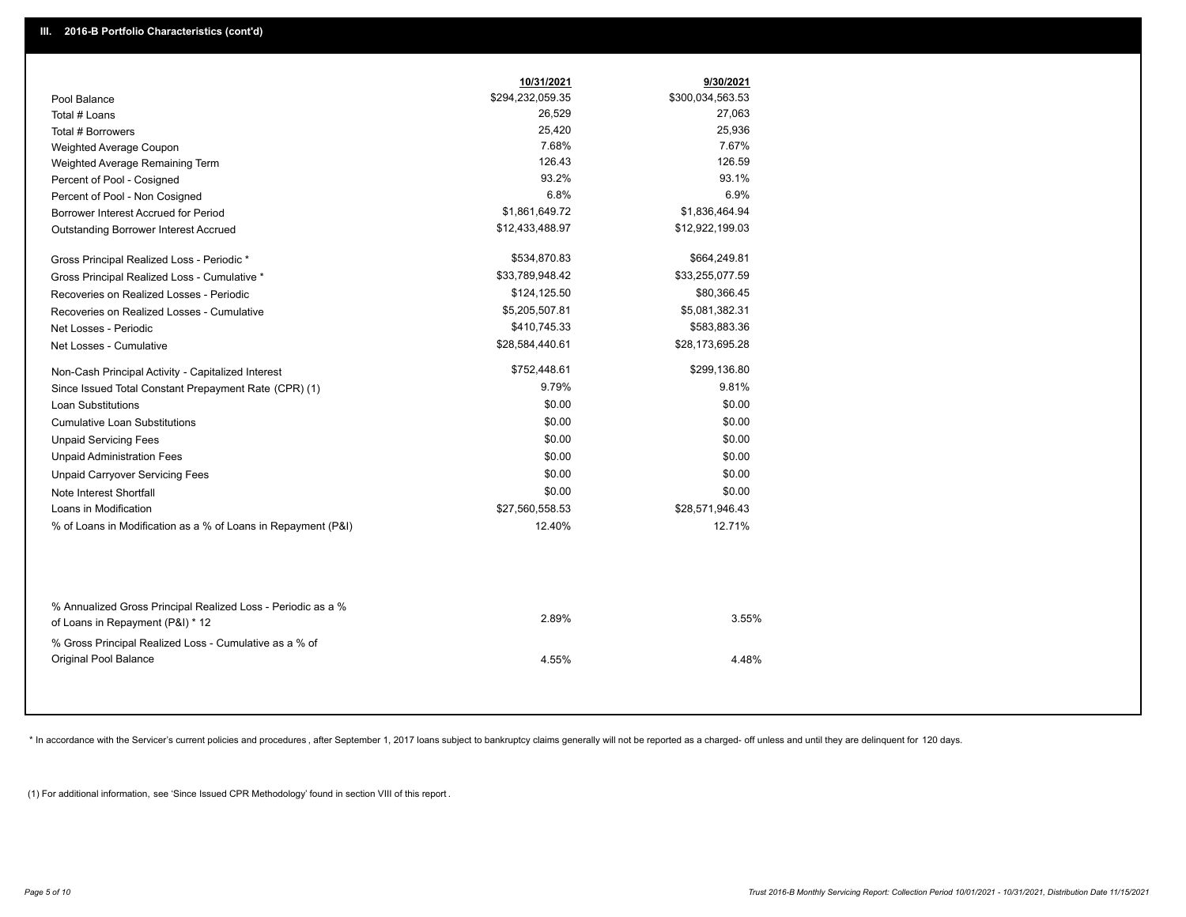## III. 2016-B Portfolio Characteristics (cont'd)

| | 10/31/2021 | 9/30/2021 |
|---|---|---|
| Pool Balance | $294,232,059.35 | $300,034,563.53 |
| Total # Loans | 26,529 | 27,063 |
| Total # Borrowers | 25,420 | 25,936 |
| Weighted Average Coupon | 7.68% | 7.67% |
| Weighted Average Remaining Term | 126.43 | 126.59 |
| Percent of Pool - Cosigned | 93.2% | 93.1% |
| Percent of Pool - Non Cosigned | 6.8% | 6.9% |
| Borrower Interest Accrued for Period | $1,861,649.72 | $1,836,464.94 |
| Outstanding Borrower Interest Accrued | $12,433,488.97 | $12,922,199.03 |
| Gross Principal Realized Loss - Periodic * | $534,870.83 | $664,249.81 |
| Gross Principal Realized Loss - Cumulative * | $33,789,948.42 | $33,255,077.59 |
| Recoveries on Realized Losses - Periodic | $124,125.50 | $80,366.45 |
| Recoveries on Realized Losses - Cumulative | $5,205,507.81 | $5,081,382.31 |
| Net Losses - Periodic | $410,745.33 | $583,883.36 |
| Net Losses - Cumulative | $28,584,440.61 | $28,173,695.28 |
| Non-Cash Principal Activity - Capitalized Interest | $752,448.61 | $299,136.80 |
| Since Issued Total Constant Prepayment Rate (CPR) (1) | 9.79% | 9.81% |
| Loan Substitutions | $0.00 | $0.00 |
| Cumulative Loan Substitutions | $0.00 | $0.00 |
| Unpaid Servicing Fees | $0.00 | $0.00 |
| Unpaid Administration Fees | $0.00 | $0.00 |
| Unpaid Carryover Servicing Fees | $0.00 | $0.00 |
| Note Interest Shortfall | $0.00 | $0.00 |
| Loans in Modification | $27,560,558.53 | $28,571,946.43 |
| % of Loans in Modification as a % of Loans in Repayment (P&I) | 12.40% | 12.71% |
| % Annualized Gross Principal Realized Loss - Periodic as a % of Loans in Repayment (P&I) * 12 | 2.89% | 3.55% |
| % Gross Principal Realized Loss - Cumulative as a % of Original Pool Balance | 4.55% | 4.48% |

* In accordance with the Servicer's current policies and procedures , after September 1, 2017 loans subject to bankruptcy claims generally will not be reported as a charged- off unless and until they are delinquent for 120 days.

(1) For additional information, see 'Since Issued CPR Methodology' found in section VIII of this report .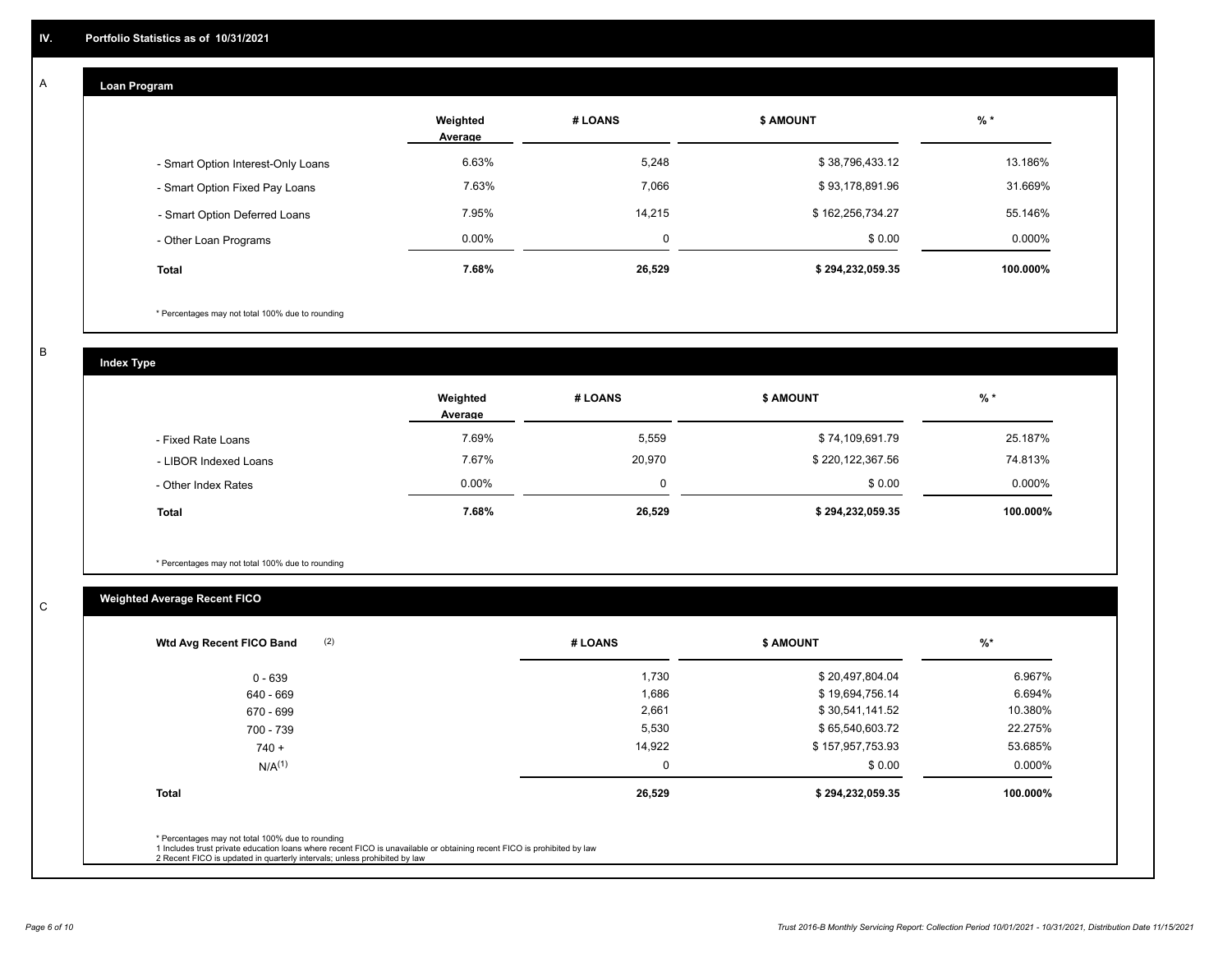## IV. Portfolio Statistics as of 10/31/2021

### A. Loan Program

| | Weighted Average | # LOANS | $ AMOUNT | % * |
|---|---|---|---|---|
| - Smart Option Interest-Only Loans | 6.63% | 5,248 | $ 38,796,433.12 | 13.186% |
| - Smart Option Fixed Pay Loans | 7.63% | 7,066 | $ 93,178,891.96 | 31.669% |
| - Smart Option Deferred Loans | 7.95% | 14,215 | $ 162,256,734.27 | 55.146% |
| - Other Loan Programs | 0.00% | 0 | $ 0.00 | 0.000% |
| **Total** | **7.68%** | **26,529** | **$ 294,232,059.35** | **100.000%** |

\* Percentages may not total 100% due to rounding

### B. Index Type

| | Weighted Average | # LOANS | $ AMOUNT | % * |
|---|---|---|---|---|
| - Fixed Rate Loans | 7.69% | 5,559 | $ 74,109,691.79 | 25.187% |
| - LIBOR Indexed Loans | 7.67% | 20,970 | $ 220,122,367.56 | 74.813% |
| - Other Index Rates | 0.00% | 0 | $ 0.00 | 0.000% |
| **Total** | **7.68%** | **26,529** | **$ 294,232,059.35** | **100.000%** |

\* Percentages may not total 100% due to rounding

### C. Weighted Average Recent FICO

| Wtd Avg Recent FICO Band (2) | # LOANS | $ AMOUNT | %* |
|---|---|---|---|
| 0 - 639 | 1,730 | $ 20,497,804.04 | 6.967% |
| 640 - 669 | 1,686 | $ 19,694,756.14 | 6.694% |
| 670 - 699 | 2,661 | $ 30,541,141.52 | 10.380% |
| 700 - 739 | 5,530 | $ 65,540,603.72 | 22.275% |
| 740 + | 14,922 | $ 157,957,753.93 | 53.685% |
| N/A(1) | 0 | $ 0.00 | 0.000% |
| **Total** | **26,529** | **$ 294,232,059.35** | **100.000%** |

\* Percentages may not total 100% due to rounding
1 Includes trust private education loans where recent FICO is unavailable or obtaining recent FICO is prohibited by law
2 Recent FICO is updated in quarterly intervals; unless prohibited by law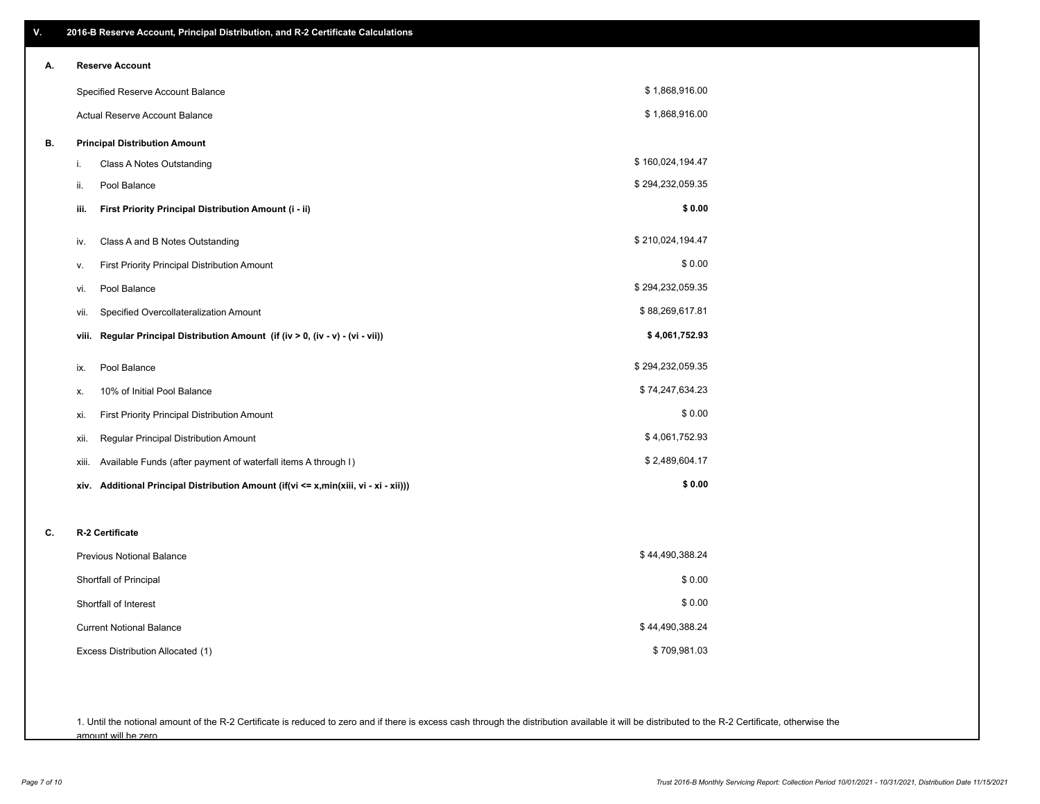## V. 2016-B Reserve Account, Principal Distribution, and R-2 Certificate Calculations

### A. Reserve Account

| | |
|---|---|
| Specified Reserve Account Balance | $ 1,868,916.00 |
| Actual Reserve Account Balance | $ 1,868,916.00 |

### B. Principal Distribution Amount

| | | |
|---|---|---|
| i. | Class A Notes Outstanding | $ 160,024,194.47 |
| ii. | Pool Balance | $ 294,232,059.35 |
| **iii.** | **First Priority Principal Distribution Amount (i - ii)** | **$ 0.00** |
| iv. | Class A and B Notes Outstanding | $ 210,024,194.47 |
| v. | First Priority Principal Distribution Amount | $ 0.00 |
| vi. | Pool Balance | $ 294,232,059.35 |
| vii. | Specified Overcollateralization Amount | $ 88,269,617.81 |
| **viii.** | **Regular Principal Distribution Amount (if (iv > 0, (iv - v) - (vi - vii))** | **$ 4,061,752.93** |
| ix. | Pool Balance | $ 294,232,059.35 |
| x. | 10% of Initial Pool Balance | $ 74,247,634.23 |
| xi. | First Priority Principal Distribution Amount | $ 0.00 |
| xii. | Regular Principal Distribution Amount | $ 4,061,752.93 |
| xiii. | Available Funds (after payment of waterfall items A through I) | $ 2,489,604.17 |
| **xiv.** | **Additional Principal Distribution Amount (if(vi <= x,min(xiii, vi - xi - xii)))** | **$ 0.00** |

### C. R-2 Certificate

| | |
|---|---|
| Previous Notional Balance | $ 44,490,388.24 |
| Shortfall of Principal | $ 0.00 |
| Shortfall of Interest | $ 0.00 |
| Current Notional Balance | $ 44,490,388.24 |
| Excess Distribution Allocated (1) | $ 709,981.03 |

1. Until the notional amount of the R-2 Certificate is reduced to zero and if there is excess cash through the distribution available it will be distributed to the R-2 Certificate, otherwise the amount will be zero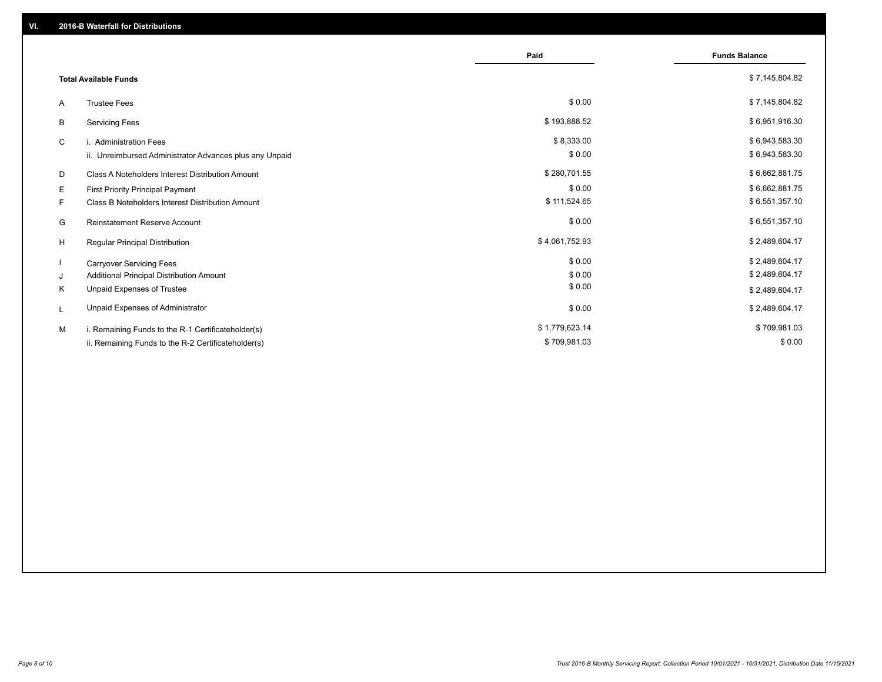## VI. 2016-B Waterfall for Distributions

| | | Paid | Funds Balance |
|---|---|---|---|
| | **Total Available Funds** | | $ 7,145,804.82 |
| A | Trustee Fees | $ 0.00 | $ 7,145,804.82 |
| B | Servicing Fees | $ 193,888.52 | $ 6,951,916.30 |
| C | i. Administration Fees | $ 8,333.00 | $ 6,943,583.30 |
| | ii. Unreimbursed Administrator Advances plus any Unpaid | $ 0.00 | $ 6,943,583.30 |
| D | Class A Noteholders Interest Distribution Amount | $ 280,701.55 | $ 6,662,881.75 |
| E | First Priority Principal Payment | $ 0.00 | $ 6,662,881.75 |
| F | Class B Noteholders Interest Distribution Amount | $ 111,524.65 | $ 6,551,357.10 |
| G | Reinstatement Reserve Account | $ 0.00 | $ 6,551,357.10 |
| H | Regular Principal Distribution | $ 4,061,752.93 | $ 2,489,604.17 |
| I | Carryover Servicing Fees | $ 0.00 | $ 2,489,604.17 |
| J | Additional Principal Distribution Amount | $ 0.00 | $ 2,489,604.17 |
| K | Unpaid Expenses of Trustee | $ 0.00 | $ 2,489,604.17 |
| L | Unpaid Expenses of Administrator | $ 0.00 | $ 2,489,604.17 |
| M | i. Remaining Funds to the R-1 Certificateholder(s) | $ 1,779,623.14 | $ 709,981.03 |
| | ii. Remaining Funds to the R-2 Certificateholder(s) | $ 709,981.03 | $ 0.00 |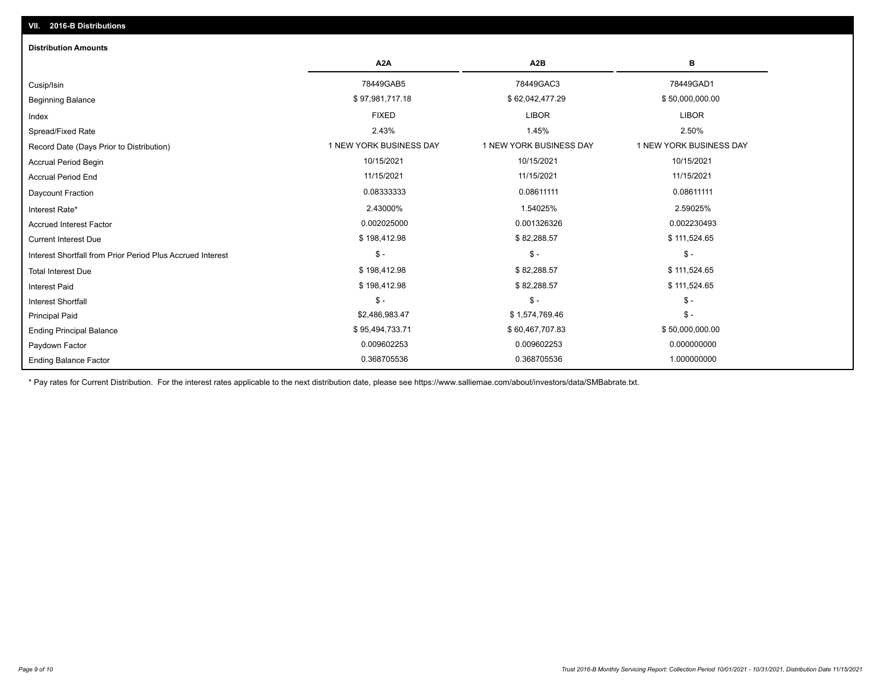## VII. 2016-B Distributions

### Distribution Amounts

| | A2A | A2B | B |
|---|---|---|---|
| Cusip/Isin | 78449GAB5 | 78449GAC3 | 78449GAD1 |
| Beginning Balance | $ 97,981,717.18 | $ 62,042,477.29 | $ 50,000,000.00 |
| Index | FIXED | LIBOR | LIBOR |
| Spread/Fixed Rate | 2.43% | 1.45% | 2.50% |
| Record Date (Days Prior to Distribution) | 1 NEW YORK BUSINESS DAY | 1 NEW YORK BUSINESS DAY | 1 NEW YORK BUSINESS DAY |
| Accrual Period Begin | 10/15/2021 | 10/15/2021 | 10/15/2021 |
| Accrual Period End | 11/15/2021 | 11/15/2021 | 11/15/2021 |
| Daycount Fraction | 0.08333333 | 0.08611111 | 0.08611111 |
| Interest Rate* | 2.43000% | 1.54025% | 2.59025% |
| Accrued Interest Factor | 0.002025000 | 0.001326326 | 0.002230493 |
| Current Interest Due | $ 198,412.98 | $ 82,288.57 | $ 111,524.65 |
| Interest Shortfall from Prior Period Plus Accrued Interest | $ - | $ - | $ - |
| Total Interest Due | $ 198,412.98 | $ 82,288.57 | $ 111,524.65 |
| Interest Paid | $ 198,412.98 | $ 82,288.57 | $ 111,524.65 |
| Interest Shortfall | $ - | $ - | $ - |
| Principal Paid | $2,486,983.47 | $ 1,574,769.46 | $ - |
| Ending Principal Balance | $ 95,494,733.71 | $ 60,467,707.83 | $ 50,000,000.00 |
| Paydown Factor | 0.009602253 | 0.009602253 | 0.000000000 |
| Ending Balance Factor | 0.368705536 | 0.368705536 | 1.000000000 |

* Pay rates for Current Distribution. For the interest rates applicable to the next distribution date, please see https://www.salliemae.com/about/investors/data/SMBabrate.txt.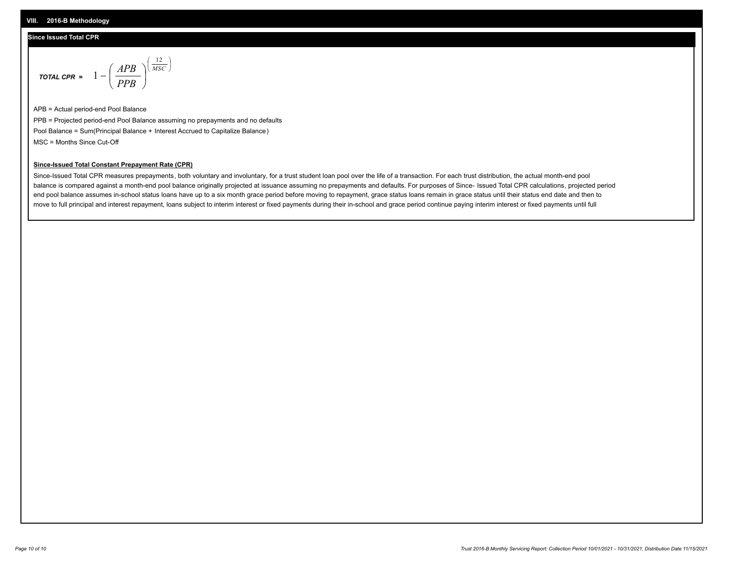## VIII. 2016-B Methodology

### Since Issued Total CPR

$$\textbf{TOTAL CPR} = 1 - \left( \frac{APB}{PPB} \right)^{\left( \frac{12}{MSC} \right)}$$

APB = Actual period-end Pool Balance

PPB = Projected period-end Pool Balance assuming no prepayments and no defaults

Pool Balance = Sum(Principal Balance + Interest Accrued to Capitalize Balance)

MSC = Months Since Cut-Off

**Since-Issued Total Constant Prepayment Rate (CPR)**

Since-Issued Total CPR measures prepayments, both voluntary and involuntary, for a trust student loan pool over the life of a transaction. For each trust distribution, the actual month-end pool balance is compared against a month-end pool balance originally projected at issuance assuming no prepayments and defaults. For purposes of Since- Issued Total CPR calculations, projected period end pool balance assumes in-school status loans have up to a six month grace period before moving to repayment, grace status loans remain in grace status until their status end date and then to move to full principal and interest repayment, loans subject to interim interest or fixed payments during their in-school and grace period continue paying interim interest or fixed payments until full